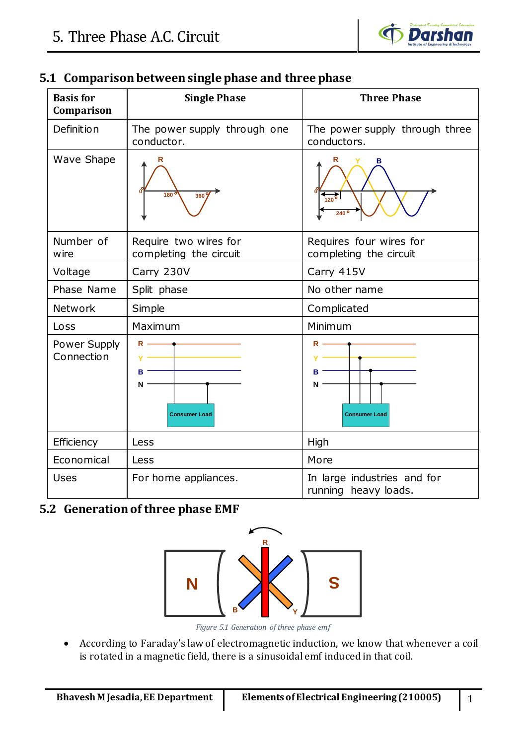## 5.1 Comparison between single phase and three phase

| Basis for Comparison | Single Phase | Three Phase |
|---|---|---|
| Definition | The power supply through one conductor. | The power supply through three conductors. |
| Wave Shape | | |
| Number of wire | Require two wires for completing the circuit | Requires four wires for completing the circuit |
| Voltage | Carry 230V | Carry 415V |
| Phase Name | Split phase | No other name |
| Network | Simple | Complicated |
| Loss | Maximum | Minimum |
| Power Supply Connection | | |
| Efficiency | Less | High |
| Economical | Less | More |
| Uses | For home appliances. | In large industries and for running heavy loads. |

## 5.2 Generation of three phase EMF

*Figure 5.1 Generation of three phase emf*

- According to Faraday's law of electromagnetic induction, we know that whenever a coil is rotated in a magnetic field, there is a sinusoidal emf induced in that coil.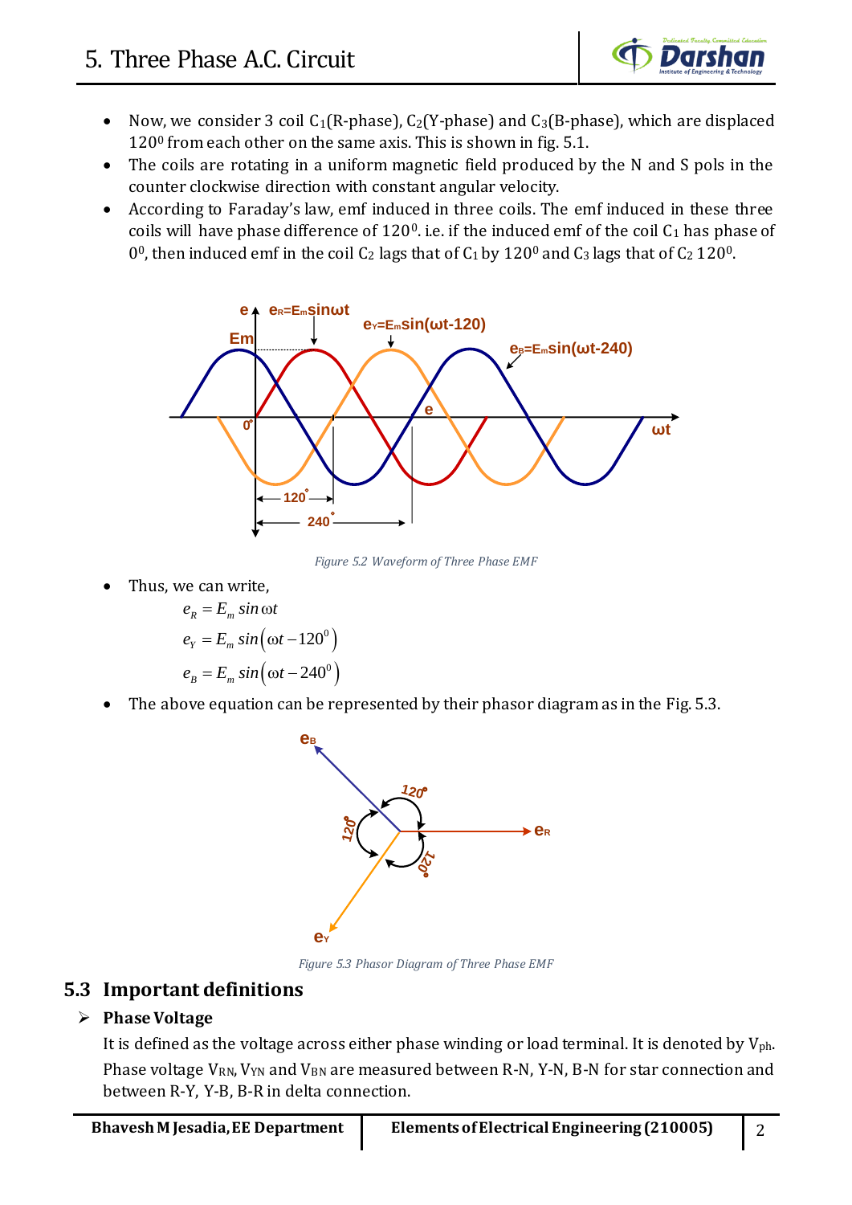- Now, we consider 3 coil $C_1$(R-phase), $C_2$(Y-phase) and $C_3$(B-phase), which are displaced $120^0$ from each other on the same axis. This is shown in fig. 5.1.
- The coils are rotating in a uniform magnetic field produced by the N and S pols in the counter clockwise direction with constant angular velocity.
- According to Faraday's law, emf induced in three coils. The emf induced in these three coils will have phase difference of $120^0$. i.e. if the induced emf of the coil $C_1$ has phase of $0^0$, then induced emf in the coil $C_2$ lags that of $C_1$ by $120^0$ and $C_3$ lags that of $C_2$ $120^0$.

*Figure 5.2 Waveform of Three Phase EMF*

- Thus, we can write,

$$e_R = E_m \sin \omega t$$

$$e_Y = E_m \sin\left(\omega t - 120^0\right)$$

$$e_B = E_m \sin\left(\omega t - 240^0\right)$$

- The above equation can be represented by their phasor diagram as in the Fig. 5.3.

*Figure 5.3 Phasor Diagram of Three Phase EMF*

## 5.3 Important definitions

- **Phase Voltage**

It is defined as the voltage across either phase winding or load terminal. It is denoted by $V_{ph}$. Phase voltage $V_{RN}$, $V_{YN}$ and $V_{BN}$ are measured between R-N, Y-N, B-N for star connection and between R-Y, Y-B, B-R in delta connection.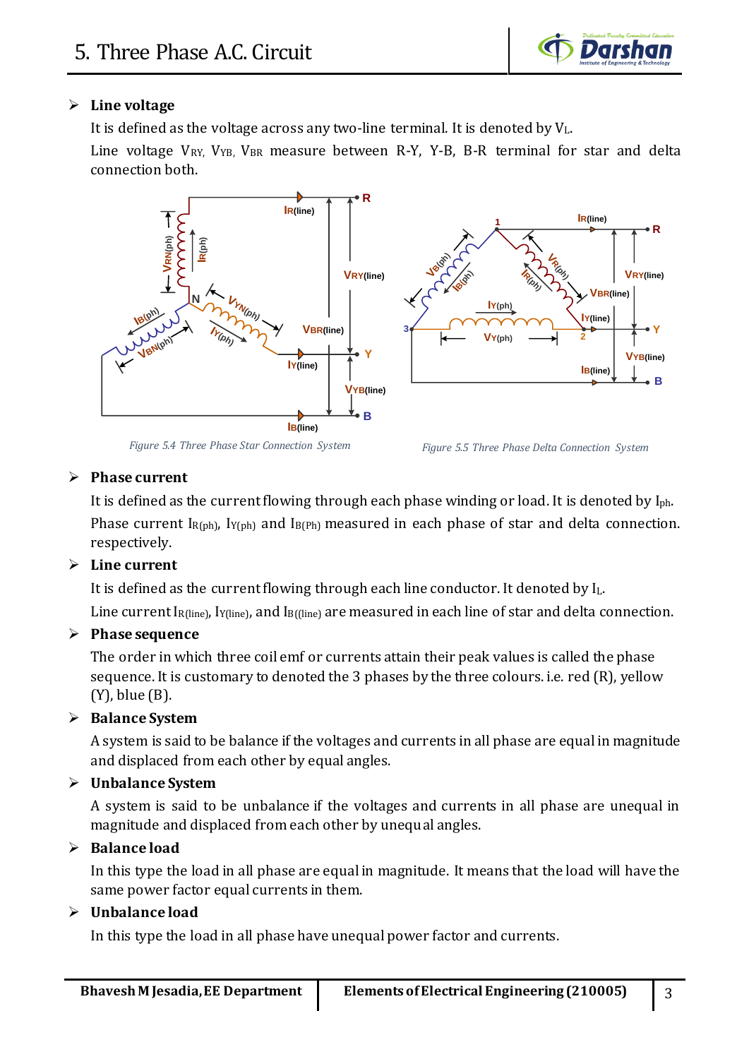- **Line voltage**

  It is defined as the voltage across any two-line terminal. It is denoted by $V_L$.

  Line voltage $V_{RY}$, $V_{YB}$, $V_{BR}$ measure between R-Y, Y-B, B-R terminal for star and delta connection both.

*Figure 5.4 Three Phase Star Connection System*

*Figure 5.5 Three Phase Delta Connection System*

- **Phase current**

  It is defined as the current flowing through each phase winding or load. It is denoted by $I_{ph}$.

  Phase current $I_{R(ph)}$, $I_{Y(ph)}$ and $I_{B(Ph)}$ measured in each phase of star and delta connection. respectively.

- **Line current**

  It is defined as the current flowing through each line conductor. It denoted by $I_L$.

  Line current $I_{R(line)}$, $I_{Y(line)}$, and $I_{B((line)}$ are measured in each line of star and delta connection.

- **Phase sequence**

  The order in which three coil emf or currents attain their peak values is called the phase sequence. It is customary to denoted the 3 phases by the three colours. i.e. red (R), yellow (Y), blue (B).

- **Balance System**

  A system is said to be balance if the voltages and currents in all phase are equal in magnitude and displaced from each other by equal angles.

- **Unbalance System**

  A system is said to be unbalance if the voltages and currents in all phase are unequal in magnitude and displaced from each other by unequal angles.

- **Balance load**

  In this type the load in all phase are equal in magnitude. It means that the load will have the same power factor equal currents in them.

- **Unbalance load**

  In this type the load in all phase have unequal power factor and currents.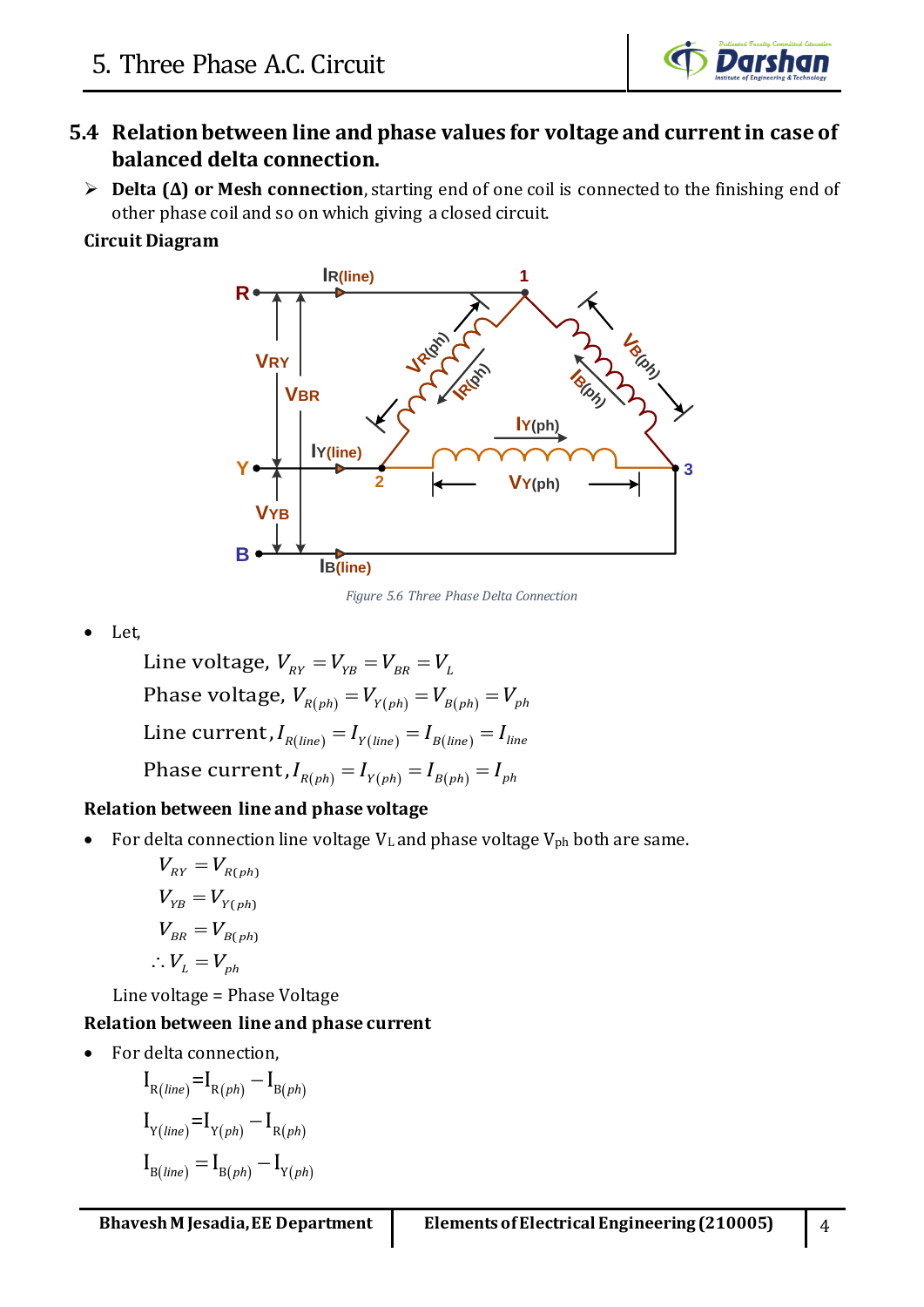## 5.4 Relation between line and phase values for voltage and current in case of balanced delta connection.

- **Delta (Δ) or Mesh connection**, starting end of one coil is connected to the finishing end of other phase coil and so on which giving a closed circuit.

**Circuit Diagram**

*Figure 5.6 Three Phase Delta Connection*

- Let,

$$\text{Line voltage, } V_{RY} = V_{YB} = V_{BR} = V_L$$

$$\text{Phase voltage, } V_{R(ph)} = V_{Y(ph)} = V_{B(ph)} = V_{ph}$$

$$\text{Line current, } I_{R(line)} = I_{Y(line)} = I_{B(line)} = I_{line}$$

$$\text{Phase current, } I_{R(ph)} = I_{Y(ph)} = I_{B(ph)} = I_{ph}$$

**Relation between line and phase voltage**

- For delta connection line voltage $V_L$ and phase voltage $V_{ph}$ both are same.

$$V_{RY} = V_{R(ph)}$$

$$V_{YB} = V_{Y(ph)}$$

$$V_{BR} = V_{B(ph)}$$

$$\therefore V_L = V_{ph}$$

Line voltage = Phase Voltage

**Relation between line and phase current**

- For delta connection,

$$I_{R(line)} = I_{R(ph)} - I_{B(ph)}$$

$$I_{Y(line)} = I_{Y(ph)} - I_{R(ph)}$$

$$I_{B(line)} = I_{B(ph)} - I_{Y(ph)}$$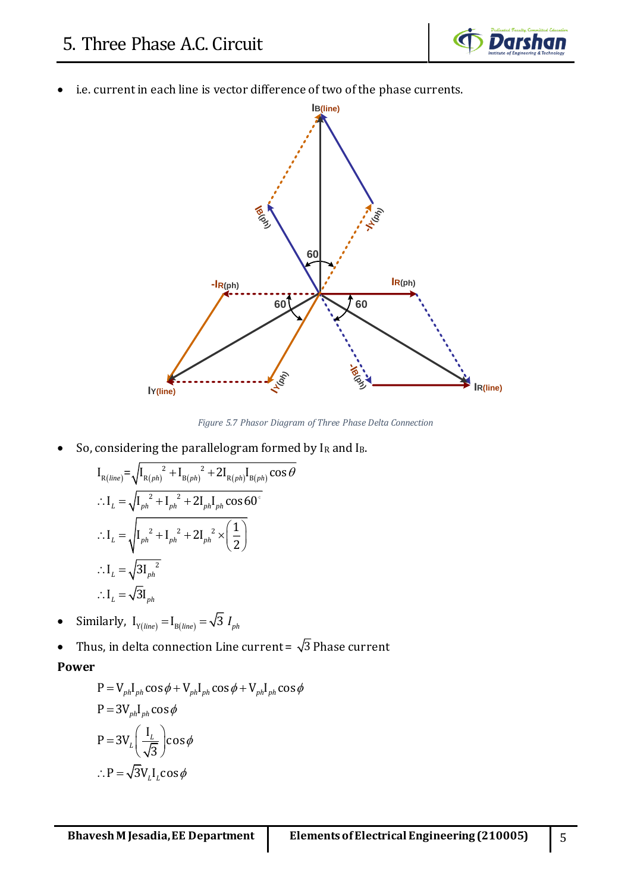- i.e. current in each line is vector difference of two of the phase currents.

*Figure 5.7 Phasor Diagram of Three Phase Delta Connection*

- So, considering the parallelogram formed by $I_R$ and $I_B$.

$$I_{R(line)} = \sqrt{I_{R(ph)}^{2} + I_{B(ph)}^{2} + 2I_{R(ph)}I_{B(ph)}\cos\theta}$$

$$\therefore I_L = \sqrt{I_{ph}^{2} + I_{ph}^{2} + 2I_{ph}I_{ph}\cos 60^{\circ}}$$

$$\therefore I_L = \sqrt{I_{ph}^{2} + I_{ph}^{2} + 2I_{ph}^{2} \times \left(\frac{1}{2}\right)}$$

$$\therefore I_L = \sqrt{3I_{ph}^{2}}$$

$$\therefore I_L = \sqrt{3}I_{ph}$$

- Similarly, $I_{Y(line)} = I_{B(line)} = \sqrt{3}\ I_{ph}$
- Thus, in delta connection Line current $= \sqrt{3}$ Phase current

**Power**

$$P = V_{ph}I_{ph}\cos\phi + V_{ph}I_{ph}\cos\phi + V_{ph}I_{ph}\cos\phi$$

$$P = 3V_{ph}I_{ph}\cos\phi$$

$$P = 3V_L\left(\frac{I_L}{\sqrt{3}}\right)\cos\phi$$

$$\therefore P = \sqrt{3}V_L I_L\cos\phi$$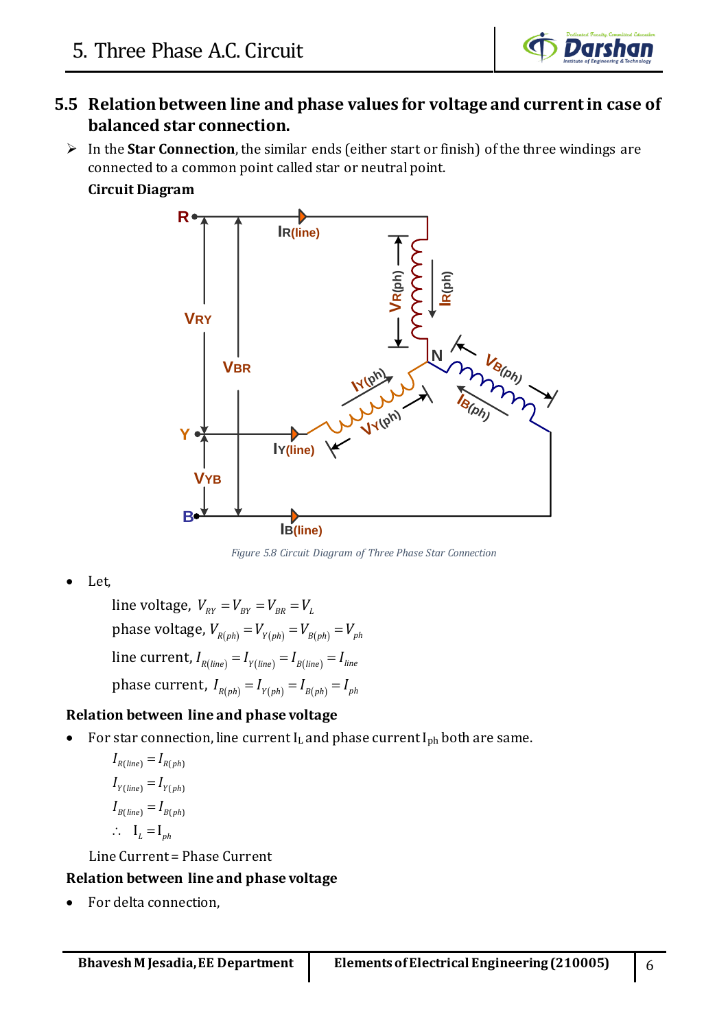## 5.5 Relation between line and phase values for voltage and current in case of balanced star connection.

- In the **Star Connection**, the similar ends (either start or finish) of the three windings are connected to a common point called star or neutral point.

**Circuit Diagram**

*Figure 5.8 Circuit Diagram of Three Phase Star Connection*

- Let,

  line voltage, $V_{RY} = V_{BY} = V_{BR} = V_L$

  phase voltage, $V_{R(ph)} = V_{Y(ph)} = V_{B(ph)} = V_{ph}$

  line current, $I_{R(line)} = I_{Y(line)} = I_{B(line)} = I_{line}$

  phase current, $I_{R(ph)} = I_{Y(ph)} = I_{B(ph)} = I_{ph}$

**Relation between line and phase voltage**

- For star connection, line current $I_L$ and phase current $I_{ph}$ both are same.

  $I_{R(line)} = I_{R(ph)}$

  $I_{Y(line)} = I_{Y(ph)}$

  $I_{B(line)} = I_{B(ph)}$

  $\therefore \; I_L = I_{ph}$

  Line Current = Phase Current

**Relation between line and phase voltage**

- For delta connection,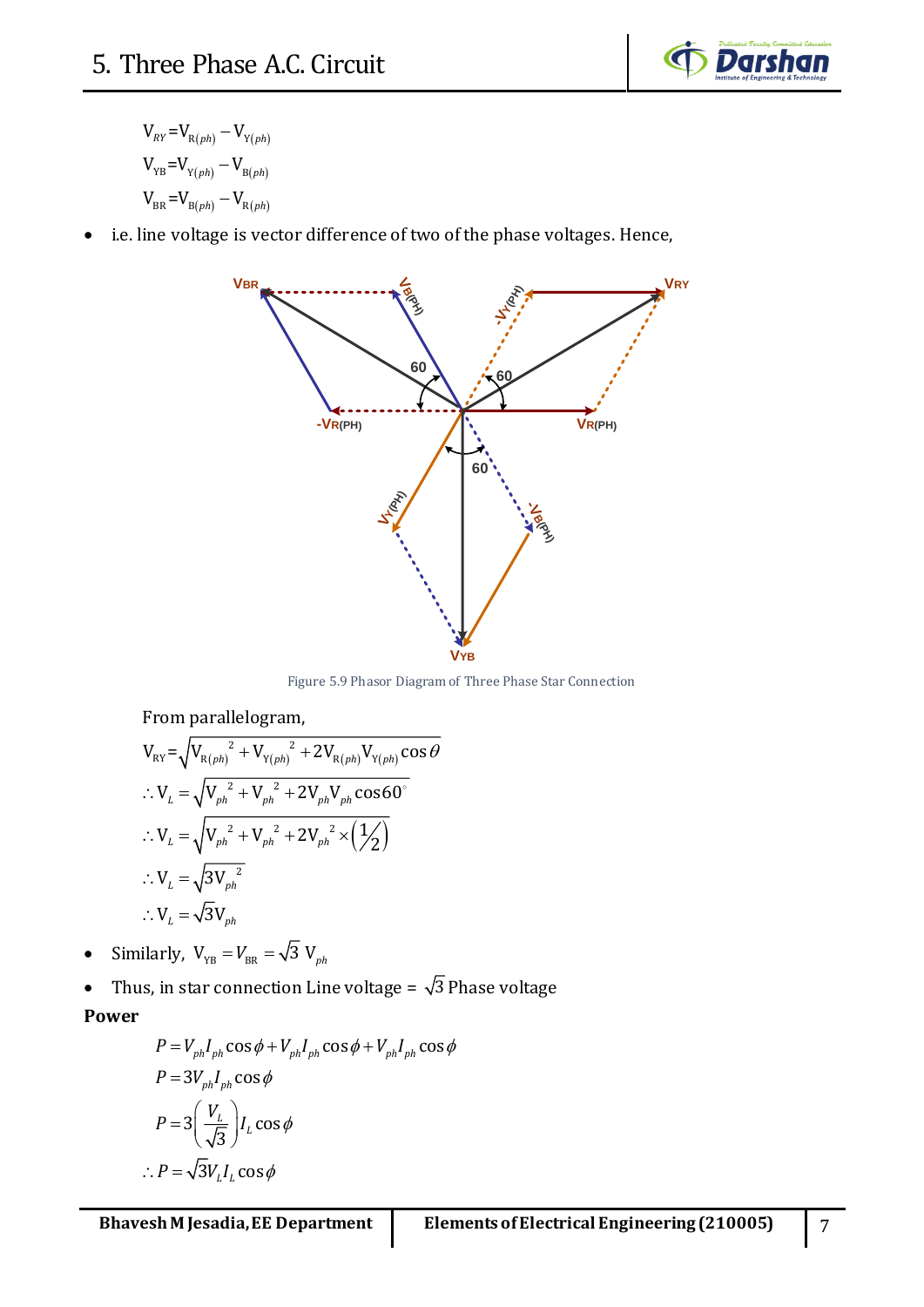$$V_{RY} = V_{R(ph)} - V_{Y(ph)}$$
$$V_{YB} = V_{Y(ph)} - V_{B(ph)}$$
$$V_{BR} = V_{B(ph)} - V_{R(ph)}$$

- i.e. line voltage is vector difference of two of the phase voltages. Hence,

Figure 5.9 Phasor Diagram of Three Phase Star Connection

From parallelogram,

$$V_{RY} = \sqrt{V_{R(ph)}^{\ 2} + V_{Y(ph)}^{\ 2} + 2V_{R(ph)}V_{Y(ph)}\cos\theta}$$

$$\therefore V_L = \sqrt{V_{ph}^{\ 2} + V_{ph}^{\ 2} + 2V_{ph}V_{ph}\cos 60^\circ}$$

$$\therefore V_L = \sqrt{V_{ph}^{\ 2} + V_{ph}^{\ 2} + 2V_{ph}^{\ 2} \times \left(\tfrac{1}{2}\right)}$$

$$\therefore V_L = \sqrt{3V_{ph}^{\ 2}}$$

$$\therefore V_L = \sqrt{3}V_{ph}$$

- Similarly, $V_{YB} = V_{BR} = \sqrt{3}\ V_{ph}$
- Thus, in star connection Line voltage = $\sqrt{3}$ Phase voltage

**Power**

$$P = V_{ph}I_{ph}\cos\phi + V_{ph}I_{ph}\cos\phi + V_{ph}I_{ph}\cos\phi$$

$$P = 3V_{ph}I_{ph}\cos\phi$$

$$P = 3\left(\frac{V_L}{\sqrt{3}}\right)I_L\cos\phi$$

$$\therefore P = \sqrt{3}V_L I_L\cos\phi$$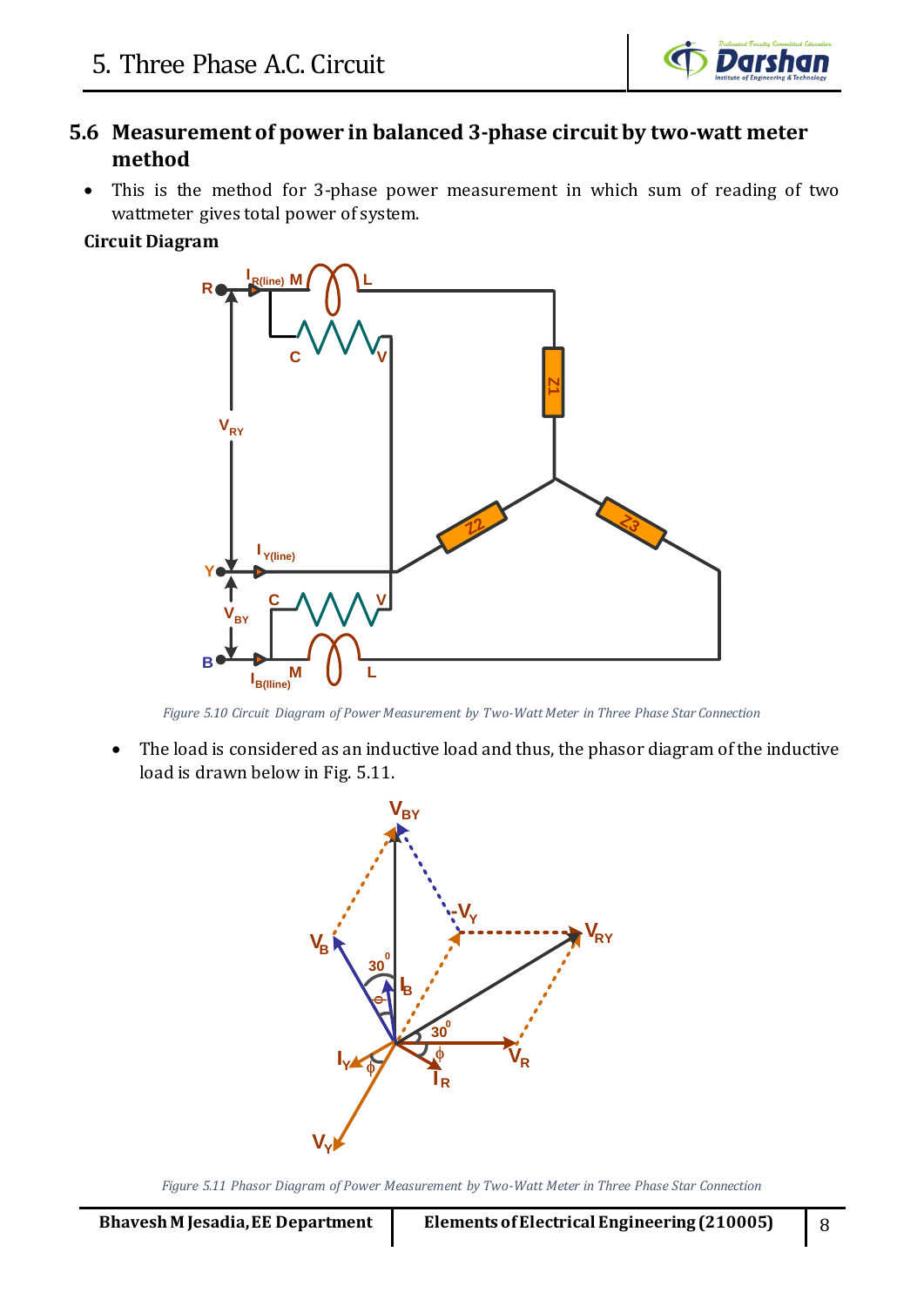## 5.6 Measurement of power in balanced 3-phase circuit by two-watt meter method

- This is the method for 3-phase power measurement in which sum of reading of two wattmeter gives total power of system.

**Circuit Diagram**

*Figure 5.10 Circuit Diagram of Power Measurement by Two-Watt Meter in Three Phase Star Connection*

- The load is considered as an inductive load and thus, the phasor diagram of the inductive load is drawn below in Fig. 5.11.

*Figure 5.11 Phasor Diagram of Power Measurement by Two-Watt Meter in Three Phase Star Connection*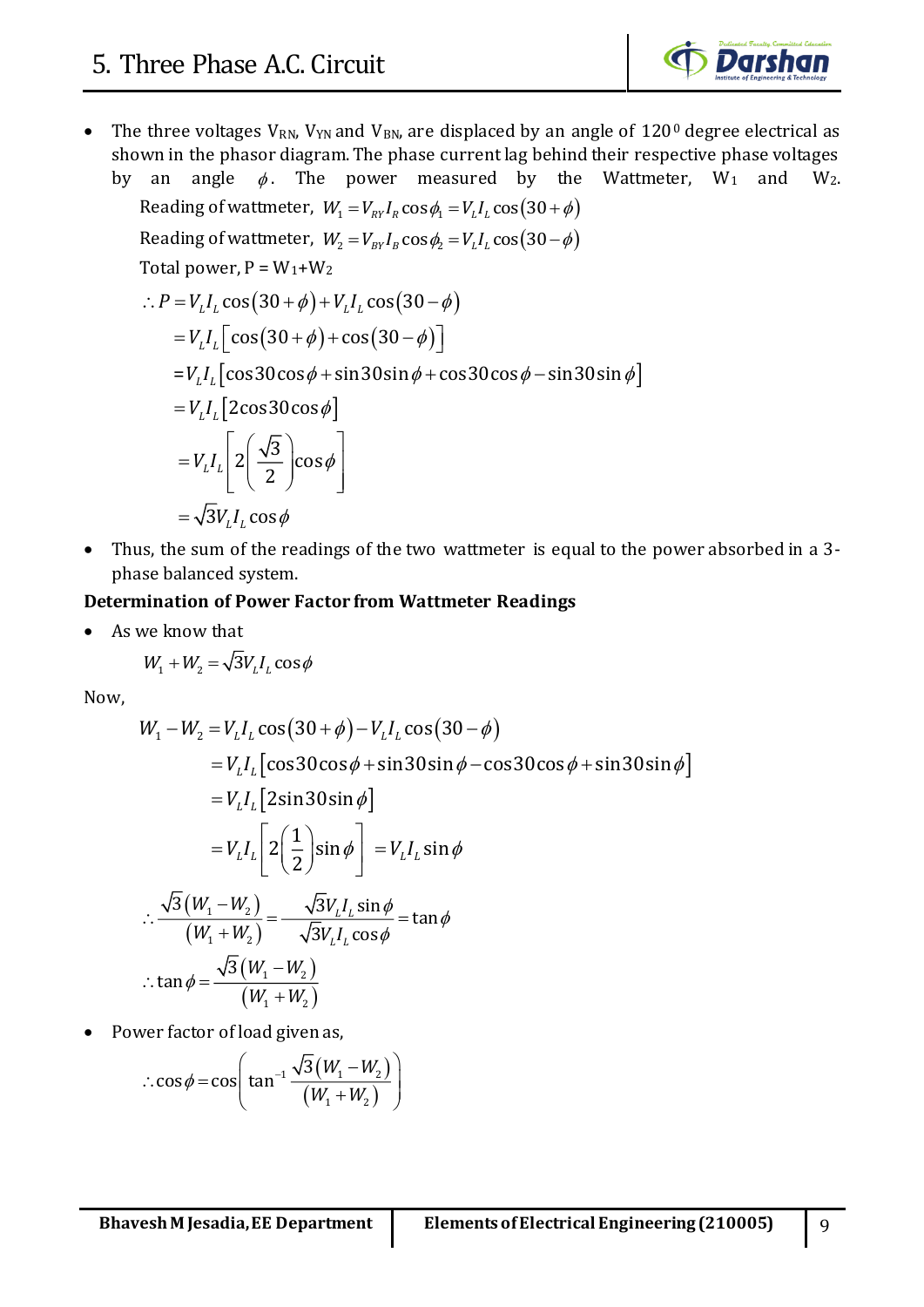- The three voltages $V_{RN}$, $V_{YN}$ and $V_{BN}$, are displaced by an angle of $120^0$ degree electrical as shown in the phasor diagram. The phase current lag behind their respective phase voltages by an angle $\phi$. The power measured by the Wattmeter, $W_1$ and $W_2$.

  Reading of wattmeter, $W_1 = V_{RY} I_R \cos\phi_1 = V_L I_L \cos(30+\phi)$

  Reading of wattmeter, $W_2 = V_{BY} I_B \cos\phi_2 = V_L I_L \cos(30-\phi)$

  Total power, P = $W_1$+$W_2$

$$
\begin{aligned}
\therefore P &= V_L I_L \cos(30+\phi) + V_L I_L \cos(30-\phi) \\
&= V_L I_L \left[\cos(30+\phi) + \cos(30-\phi)\right] \\
&= V_L I_L \left[\cos 30 \cos\phi + \sin 30 \sin\phi + \cos 30 \cos\phi - \sin 30 \sin\phi\right] \\
&= V_L I_L \left[2\cos 30 \cos\phi\right] \\
&= V_L I_L \left[2\left(\frac{\sqrt{3}}{2}\right)\cos\phi\right] \\
&= \sqrt{3} V_L I_L \cos\phi
\end{aligned}
$$

- Thus, the sum of the readings of the two wattmeter is equal to the power absorbed in a 3-phase balanced system.

**Determination of Power Factor from Wattmeter Readings**

- As we know that

$$W_1 + W_2 = \sqrt{3} V_L I_L \cos\phi$$

Now,

$$
\begin{aligned}
W_1 - W_2 &= V_L I_L \cos(30+\phi) - V_L I_L \cos(30-\phi) \\
&= V_L I_L \left[\cos 30 \cos\phi + \sin 30 \sin\phi - \cos 30 \cos\phi + \sin 30 \sin\phi\right] \\
&= V_L I_L \left[2\sin 30 \sin\phi\right] \\
&= V_L I_L \left[2\left(\frac{1}{2}\right)\sin\phi\right] = V_L I_L \sin\phi
\end{aligned}
$$

$$\therefore \frac{\sqrt{3}(W_1 - W_2)}{(W_1 + W_2)} = \frac{\sqrt{3} V_L I_L \sin\phi}{\sqrt{3} V_L I_L \cos\phi} = \tan\phi$$

$$\therefore \tan\phi = \frac{\sqrt{3}(W_1 - W_2)}{(W_1 + W_2)}$$

- Power factor of load given as,

$$\therefore \cos\phi = \cos\left(\tan^{-1}\frac{\sqrt{3}(W_1 - W_2)}{(W_1 + W_2)}\right)$$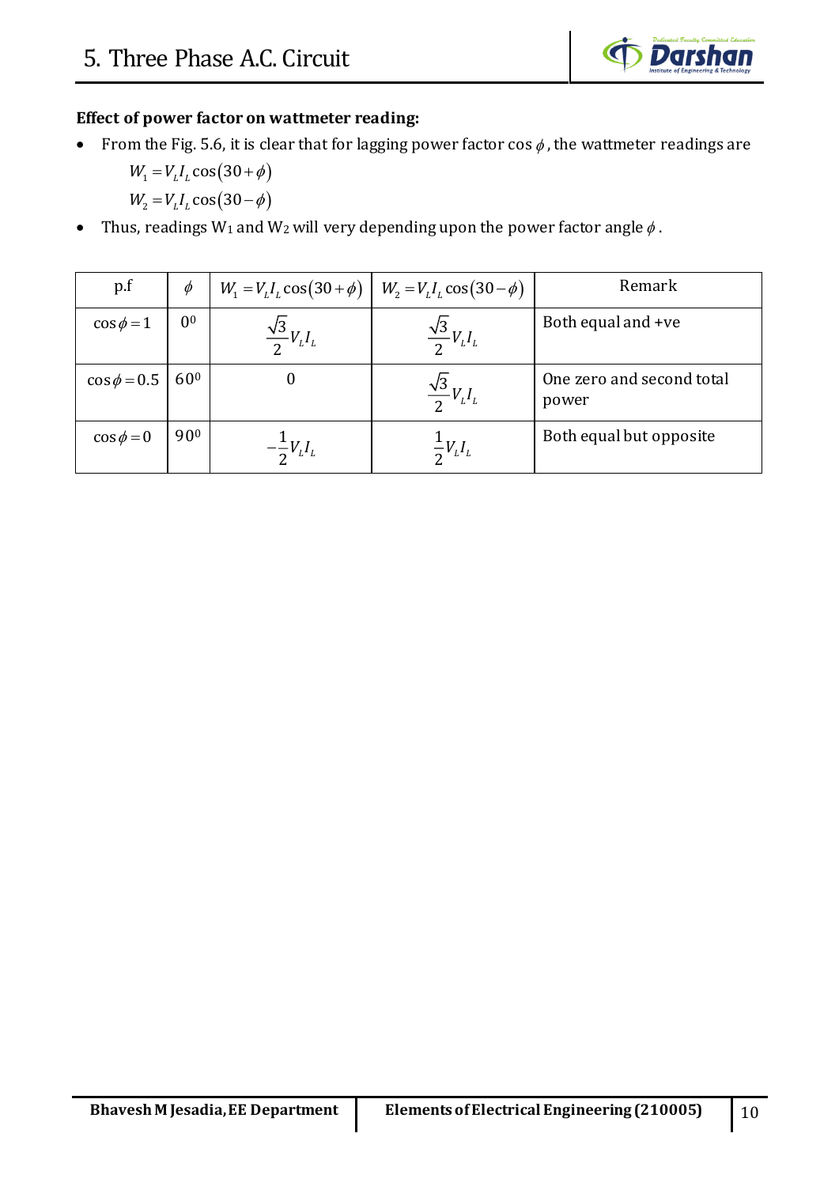**Effect of power factor on wattmeter reading:**

- From the Fig. 5.6, it is clear that for lagging power factor cos $\phi$, the wattmeter readings are

$$W_1 = V_L I_L \cos(30+\phi)$$

$$W_2 = V_L I_L \cos(30-\phi)$$

- Thus, readings $W_1$ and $W_2$ will very depending upon the power factor angle $\phi$.

| p.f | $\phi$ | $W_1 = V_L I_L \cos(30+\phi)$ | $W_2 = V_L I_L \cos(30-\phi)$ | Remark |
|---|---|---|---|---|
| $\cos\phi = 1$ | $0^0$ | $\frac{\sqrt{3}}{2} V_L I_L$ | $\frac{\sqrt{3}}{2} V_L I_L$ | Both equal and +ve |
| $\cos\phi = 0.5$ | $60^0$ | 0 | $\frac{\sqrt{3}}{2} V_L I_L$ | One zero and second total power |
| $\cos\phi = 0$ | $90^0$ | $-\frac{1}{2} V_L I_L$ | $\frac{1}{2} V_L I_L$ | Both equal but opposite |